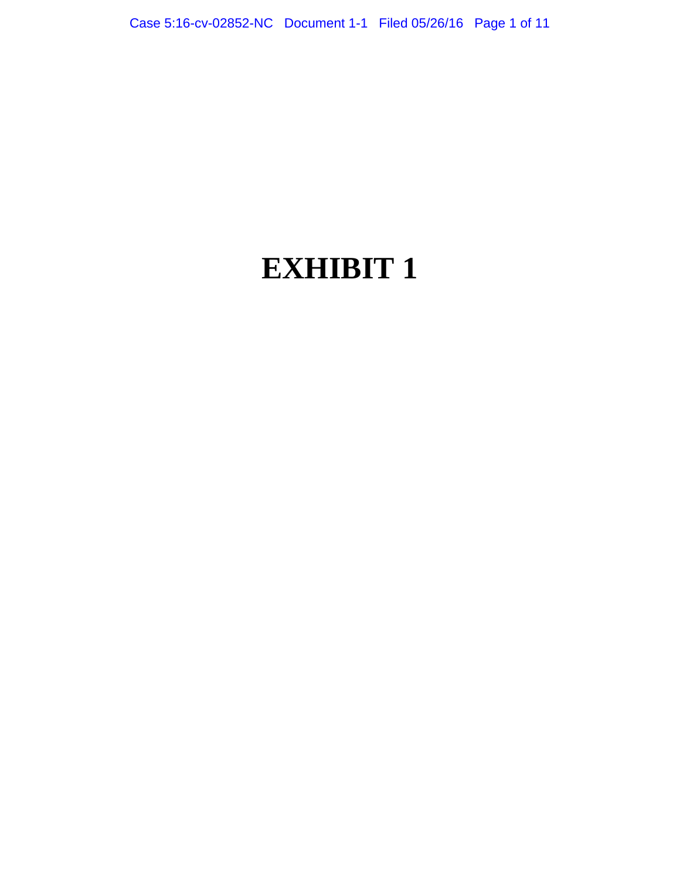# EXHIBIT 1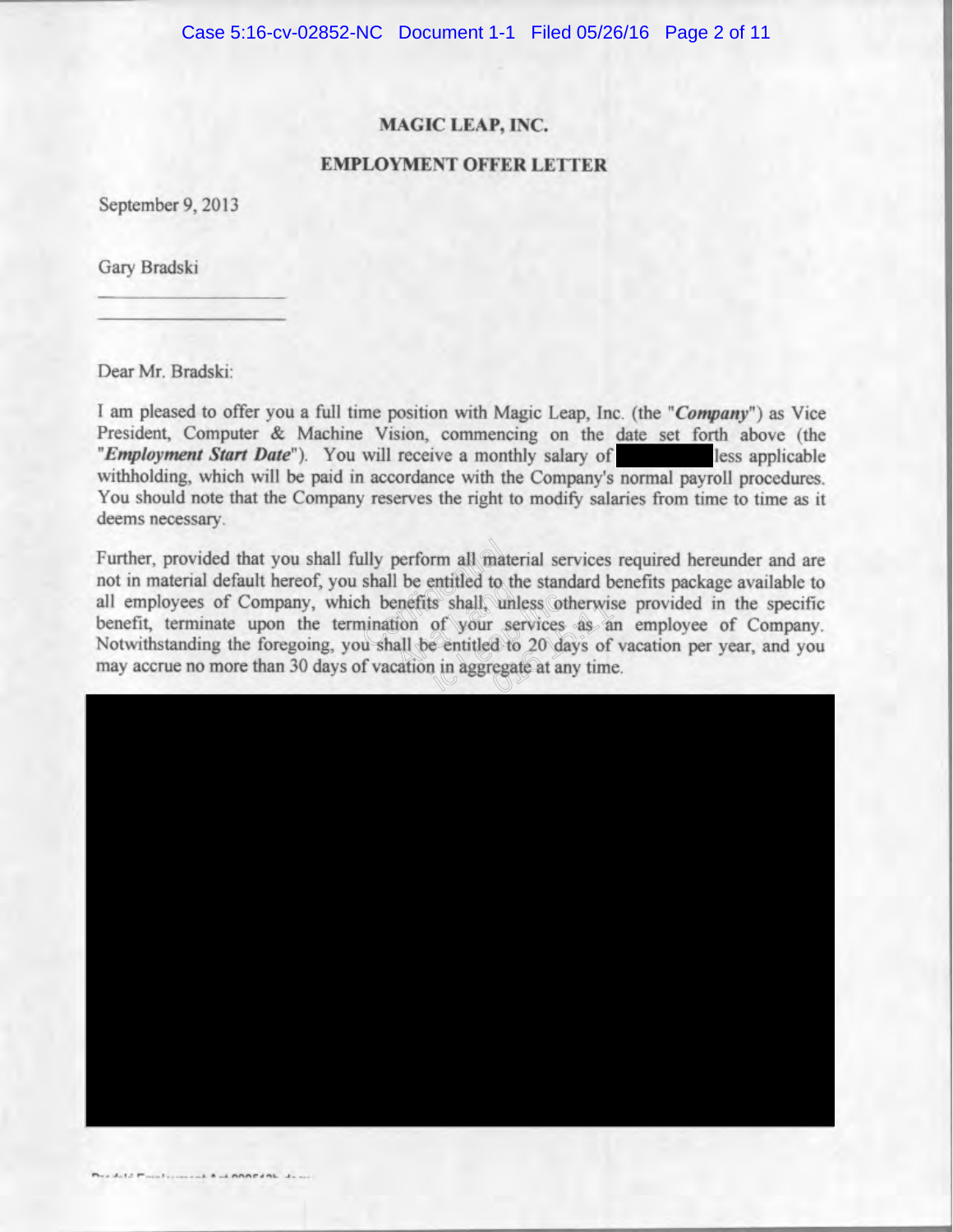**MAGIC LEAP, INC.**

**EMPLOYMENT OFFER LETTER**

September 9, 2013

Gary Bradski

\_\_\_\_\_\_\_\_\_\_\_\_\_\_\_\_\_\_\_\_\_\_

\_\_\_\_\_\_\_\_\_\_\_\_\_\_\_\_\_\_\_\_\_\_

Dear Mr. Bradski:

I am pleased to offer you a full time position with Magic Leap, Inc. (the "***Company***") as Vice President, Computer & Machine Vision, commencing on the date set forth above (the "***Employment Start Date***"). You will receive a monthly salary of [REDACTED] less applicable withholding, which will be paid in accordance with the Company's normal payroll procedures. You should note that the Company reserves the right to modify salaries from time to time as it deems necessary.

Further, provided that you shall fully perform all material services required hereunder and are not in material default hereof, you shall be entitled to the standard benefits package available to all employees of Company, which benefits shall, unless otherwise provided in the specific benefit, terminate upon the termination of your services as an employee of Company. Notwithstanding the foregoing, you shall be entitled to 20 days of vacation per year, and you may accrue no more than 30 days of vacation in aggregate at any time.

[REDACTED]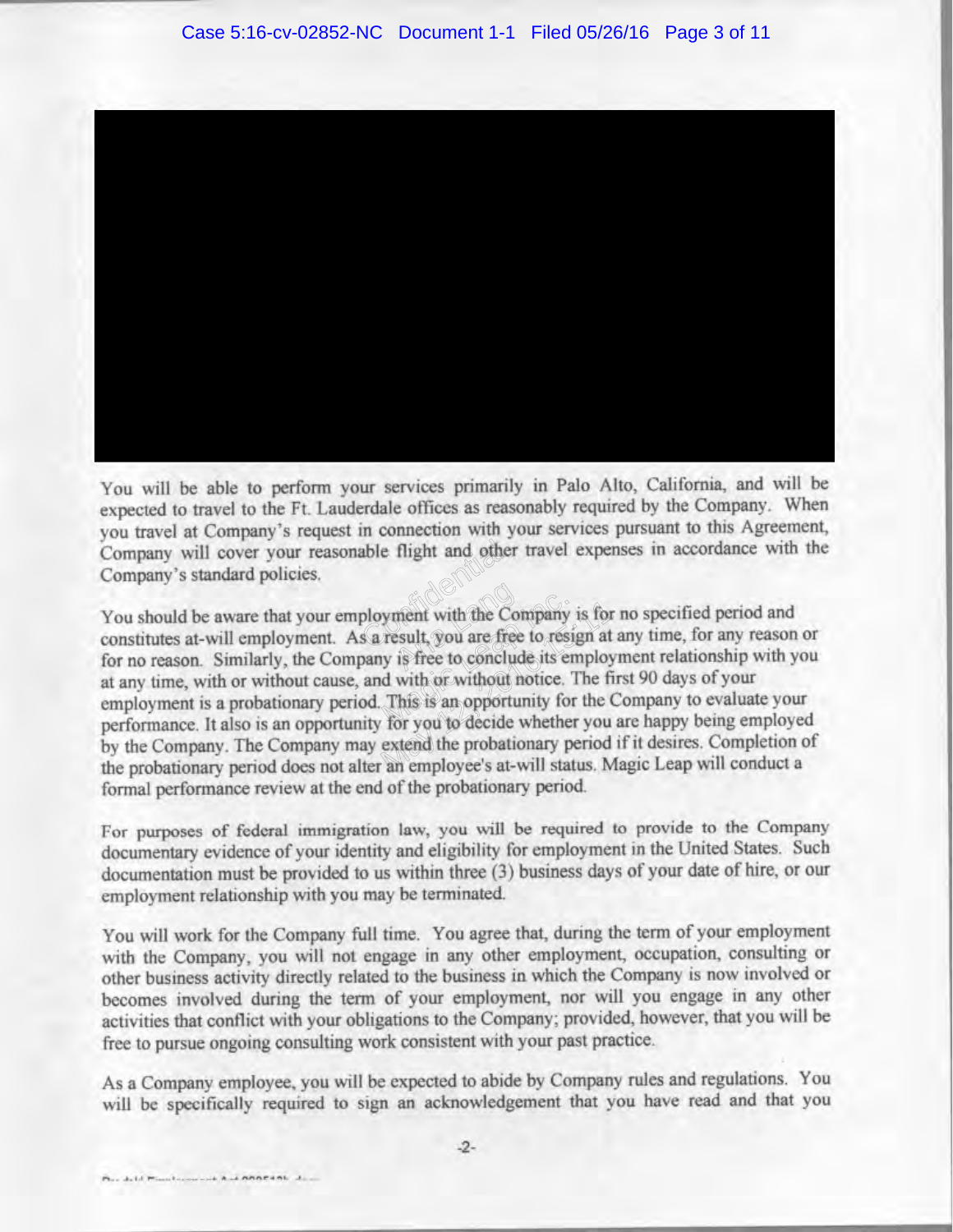You will be able to perform your services primarily in Palo Alto, California, and will be expected to travel to the Ft. Lauderdale offices as reasonably required by the Company. When you travel at Company's request in connection with your services pursuant to this Agreement, Company will cover your reasonable flight and other travel expenses in accordance with the Company's standard policies.

You should be aware that your employment with the Company is for no specified period and constitutes at-will employment. As a result, you are free to resign at any time, for any reason or for no reason. Similarly, the Company is free to conclude its employment relationship with you at any time, with or without cause, and with or without notice. The first 90 days of your employment is a probationary period. This is an opportunity for the Company to evaluate your performance. It also is an opportunity for you to decide whether you are happy being employed by the Company. The Company may extend the probationary period if it desires. Completion of the probationary period does not alter an employee's at-will status. Magic Leap will conduct a formal performance review at the end of the probationary period.

For purposes of federal immigration law, you will be required to provide to the Company documentary evidence of your identity and eligibility for employment in the United States. Such documentation must be provided to us within three (3) business days of your date of hire, or our employment relationship with you may be terminated.

You will work for the Company full time. You agree that, during the term of your employment with the Company, you will not engage in any other employment, occupation, consulting or other business activity directly related to the business in which the Company is now involved or becomes involved during the term of your employment, nor will you engage in any other activities that conflict with your obligations to the Company; provided, however, that you will be free to pursue ongoing consulting work consistent with your past practice.

As a Company employee, you will be expected to abide by Company rules and regulations. You will be specifically required to sign an acknowledgement that you have read and that you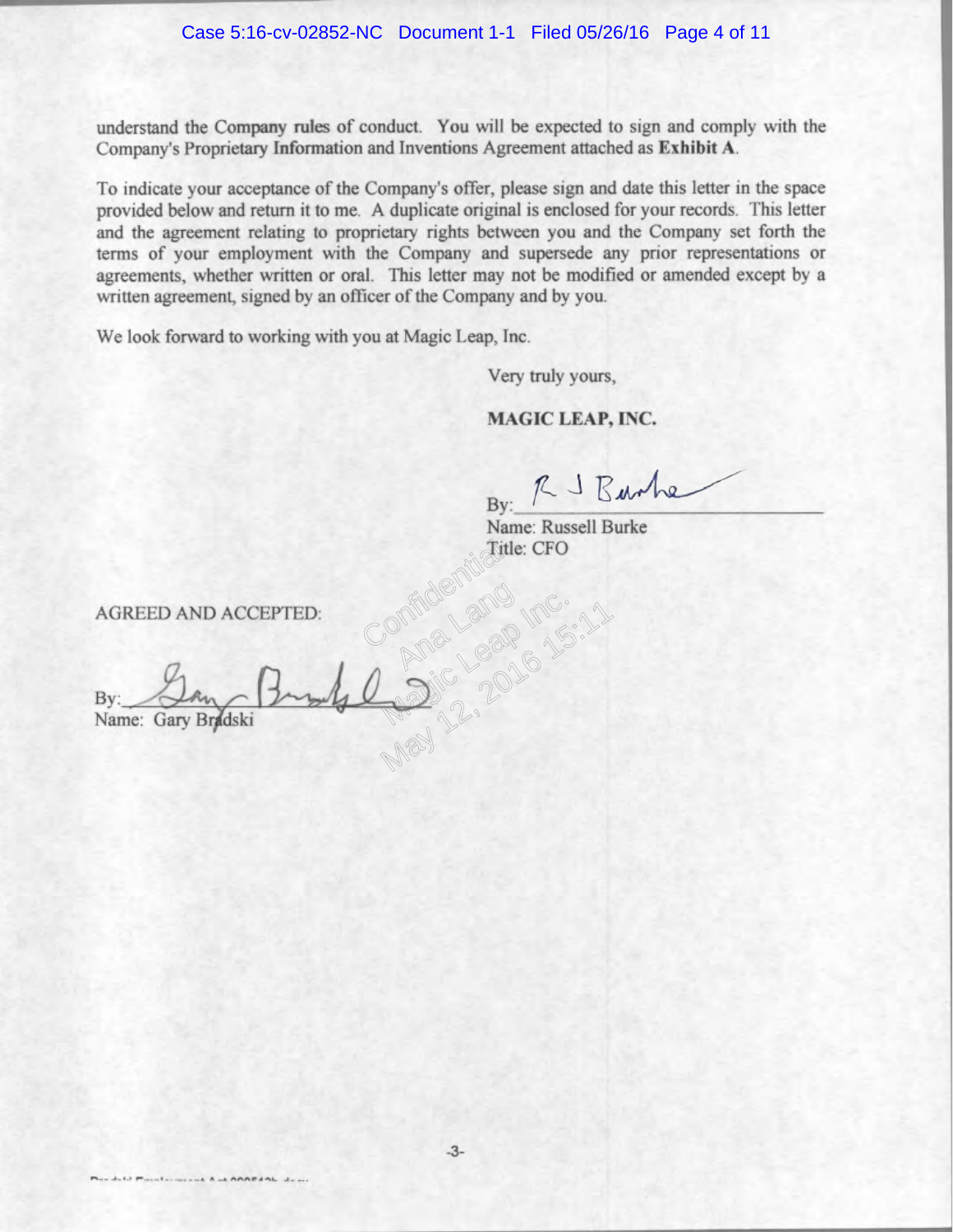understand the Company rules of conduct. You will be expected to sign and comply with the Company's Proprietary Information and Inventions Agreement attached as **Exhibit A**.

To indicate your acceptance of the Company's offer, please sign and date this letter in the space provided below and return it to me. A duplicate original is enclosed for your records. This letter and the agreement relating to proprietary rights between you and the Company set forth the terms of your employment with the Company and supersede any prior representations or agreements, whether written or oral. This letter may not be modified or amended except by a written agreement, signed by an officer of the Company and by you.

We look forward to working with you at Magic Leap, Inc.

Very truly yours,

**MAGIC LEAP, INC.**

By: R J Burke

Name: Russell Burke

Title: CFO

AGREED AND ACCEPTED:

By: Gary Bradski

Name: Gary Bradski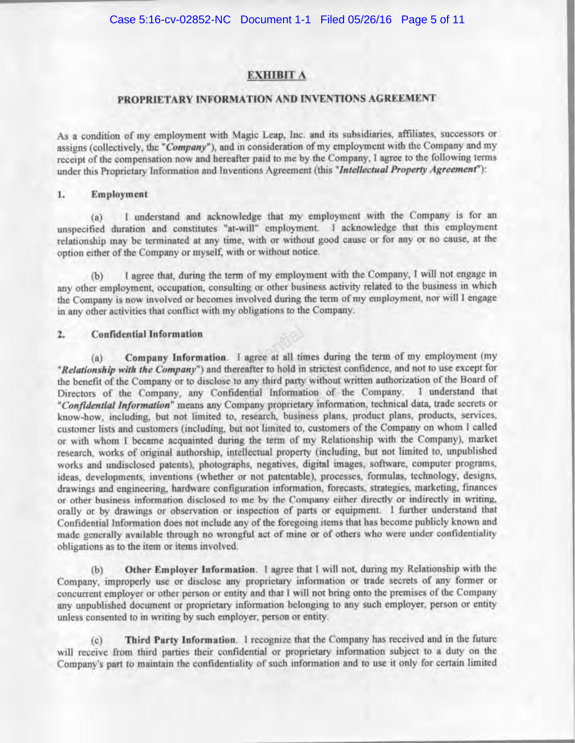## EXHIBIT A

## PROPRIETARY INFORMATION AND INVENTIONS AGREEMENT

As a condition of my employment with Magic Leap, Inc. and its subsidiaries, affiliates, successors or assigns (collectively, the "*Company*"), and in consideration of my employment with the Company and my receipt of the compensation now and hereafter paid to me by the Company, I agree to the following terms under this Proprietary Information and Inventions Agreement (this "*Intellectual Property Agreement*"):

### 1. Employment

(a) I understand and acknowledge that my employment with the Company is for an unspecified duration and constitutes "at-will" employment. I acknowledge that this employment relationship may be terminated at any time, with or without good cause or for any or no cause, at the option either of the Company or myself, with or without notice.

(b) I agree that, during the term of my employment with the Company, I will not engage in any other employment, occupation, consulting or other business activity related to the business in which the Company is now involved or becomes involved during the term of my employment, nor will I engage in any other activities that conflict with my obligations to the Company.

### 2. Confidential Information

(a) **Company Information**. I agree at all times during the term of my employment (my "*Relationship with the Company*") and thereafter to hold in strictest confidence, and not to use except for the benefit of the Company or to disclose to any third party without written authorization of the Board of Directors of the Company, any Confidential Information of the Company. I understand that "*Confidential Information*" means any Company proprietary information, technical data, trade secrets or know-how, including, but not limited to, research, business plans, product plans, products, services, customer lists and customers (including, but not limited to, customers of the Company on whom I called or with whom I became acquainted during the term of my Relationship with the Company), market research, works of original authorship, intellectual property (including, but not limited to, unpublished works and undisclosed patents), photographs, negatives, digital images, software, computer programs, ideas, developments, inventions (whether or not patentable), processes, formulas, technology, designs, drawings and engineering, hardware configuration information, forecasts, strategies, marketing, finances or other business information disclosed to me by the Company either directly or indirectly in writing, orally or by drawings or observation or inspection of parts or equipment. I further understand that Confidential Information does not include any of the foregoing items that has become publicly known and made generally available through no wrongful act of mine or of others who were under confidentiality obligations as to the item or items involved.

(b) **Other Employer Information**. I agree that I will not, during my Relationship with the Company, improperly use or disclose any proprietary information or trade secrets of any former or concurrent employer or other person or entity and that I will not bring onto the premises of the Company any unpublished document or proprietary information belonging to any such employer, person or entity unless consented to in writing by such employer, person or entity.

(c) **Third Party Information**. I recognize that the Company has received and in the future will receive from third parties their confidential or proprietary information subject to a duty on the Company's part to maintain the confidentiality of such information and to use it only for certain limited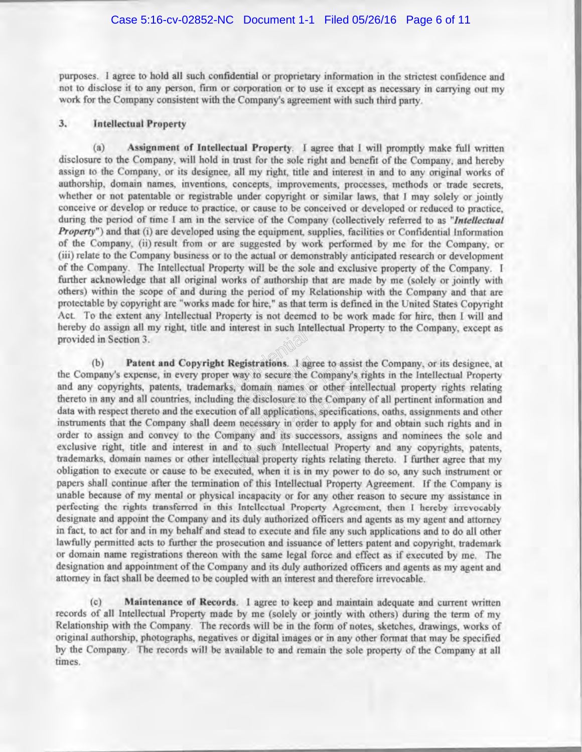purposes. I agree to hold all such confidential or proprietary information in the strictest confidence and not to disclose it to any person, firm or corporation or to use it except as necessary in carrying out my work for the Company consistent with the Company's agreement with such third party.

## 3. Intellectual Property

(a) **Assignment of Intellectual Property**. I agree that I will promptly make full written disclosure to the Company, will hold in trust for the sole right and benefit of the Company, and hereby assign to the Company, or its designee, all my right, title and interest in and to any original works of authorship, domain names, inventions, concepts, improvements, processes, methods or trade secrets, whether or not patentable or registrable under copyright or similar laws, that I may solely or jointly conceive or develop or reduce to practice, or cause to be conceived or developed or reduced to practice, during the period of time I am in the service of the Company (collectively referred to as "***Intellectual Property***") and that (i) are developed using the equipment, supplies, facilities or Confidential Information of the Company, (ii) result from or are suggested by work performed by me for the Company, or (iii) relate to the Company business or to the actual or demonstrably anticipated research or development of the Company. The Intellectual Property will be the sole and exclusive property of the Company. I further acknowledge that all original works of authorship that are made by me (solely or jointly with others) within the scope of and during the period of my Relationship with the Company and that are protectable by copyright are "works made for hire," as that term is defined in the United States Copyright Act. To the extent any Intellectual Property is not deemed to be work made for hire, then I will and hereby do assign all my right, title and interest in such Intellectual Property to the Company, except as provided in Section 3.

(b) **Patent and Copyright Registrations**. I agree to assist the Company, or its designee, at the Company's expense, in every proper way to secure the Company's rights in the Intellectual Property and any copyrights, patents, trademarks, domain names or other intellectual property rights relating thereto in any and all countries, including the disclosure to the Company of all pertinent information and data with respect thereto and the execution of all applications, specifications, oaths, assignments and other instruments that the Company shall deem necessary in order to apply for and obtain such rights and in order to assign and convey to the Company and its successors, assigns and nominees the sole and exclusive right, title and interest in and to such Intellectual Property and any copyrights, patents, trademarks, domain names or other intellectual property rights relating thereto. I further agree that my obligation to execute or cause to be executed, when it is in my power to do so, any such instrument or papers shall continue after the termination of this Intellectual Property Agreement. If the Company is unable because of my mental or physical incapacity or for any other reason to secure my assistance in perfecting the rights transferred in this Intellectual Property Agreement, then I hereby irrevocably designate and appoint the Company and its duly authorized officers and agents as my agent and attorney in fact, to act for and in my behalf and stead to execute and file any such applications and to do all other lawfully permitted acts to further the prosecution and issuance of letters patent and copyright, trademark or domain name registrations thereon with the same legal force and effect as if executed by me. The designation and appointment of the Company and its duly authorized officers and agents as my agent and attorney in fact shall be deemed to be coupled with an interest and therefore irrevocable.

(c) **Maintenance of Records**. I agree to keep and maintain adequate and current written records of all Intellectual Property made by me (solely or jointly with others) during the term of my Relationship with the Company. The records will be in the form of notes, sketches, drawings, works of original authorship, photographs, negatives or digital images or in any other format that may be specified by the Company. The records will be available to and remain the sole property of the Company at all times.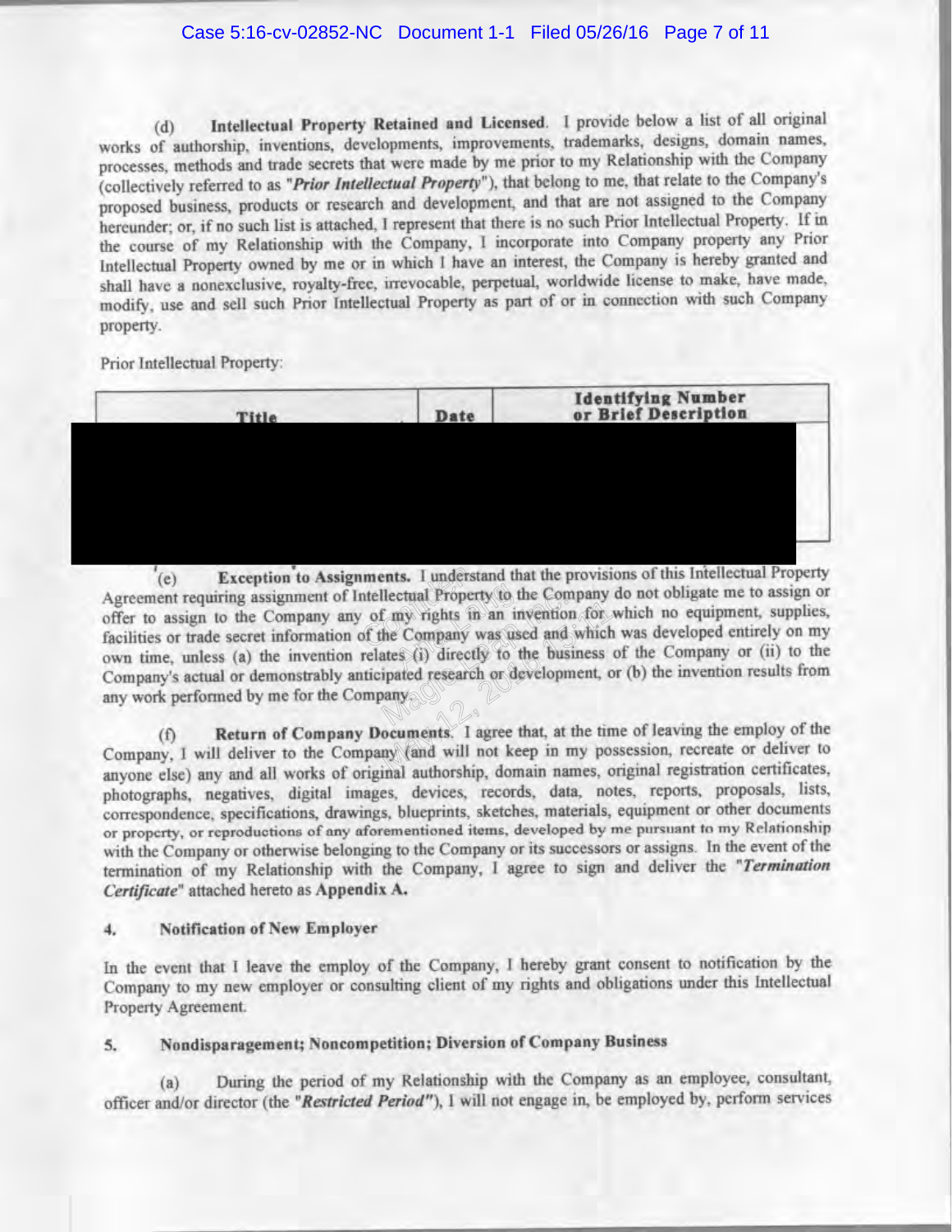(d) **Intellectual Property Retained and Licensed**. I provide below a list of all original works of authorship, inventions, developments, improvements, trademarks, designs, domain names, processes, methods and trade secrets that were made by me prior to my Relationship with the Company (collectively referred to as "***Prior Intellectual Property***"), that belong to me, that relate to the Company's proposed business, products or research and development, and that are not assigned to the Company hereunder; or, if no such list is attached, I represent that there is no such Prior Intellectual Property. If in the course of my Relationship with the Company, I incorporate into Company property any Prior Intellectual Property owned by me or in which I have an interest, the Company is hereby granted and shall have a nonexclusive, royalty-free, irrevocable, perpetual, worldwide license to make, have made, modify, use and sell such Prior Intellectual Property as part of or in connection with such Company property.

Prior Intellectual Property:

| Title | Date | Identifying Number or Brief Description |
|---|---|---|
| [REDACTED] | [REDACTED] | [REDACTED] |

(e) **Exception to Assignments.** I understand that the provisions of this Intellectual Property Agreement requiring assignment of Intellectual Property to the Company do not obligate me to assign or offer to assign to the Company any of my rights in an invention for which no equipment, supplies, facilities or trade secret information of the Company was used and which was developed entirely on my own time, unless (a) the invention relates (i) directly to the business of the Company or (ii) to the Company's actual or demonstrably anticipated research or development, or (b) the invention results from any work performed by me for the Company.

(f) **Return of Company Documents**. I agree that, at the time of leaving the employ of the Company, I will deliver to the Company (and will not keep in my possession, recreate or deliver to anyone else) any and all works of original authorship, domain names, original registration certificates, photographs, negatives, digital images, devices, records, data, notes, reports, proposals, lists, correspondence, specifications, drawings, blueprints, sketches, materials, equipment or other documents or property, or reproductions of any aforementioned items, developed by me pursuant to my Relationship with the Company or otherwise belonging to the Company or its successors or assigns. In the event of the termination of my Relationship with the Company, I agree to sign and deliver the "***Termination Certificate***" attached hereto as **Appendix A.**

## 4. Notification of New Employer

In the event that I leave the employ of the Company, I hereby grant consent to notification by the Company to my new employer or consulting client of my rights and obligations under this Intellectual Property Agreement.

## 5. Nondisparagement; Noncompetition; Diversion of Company Business

(a) During the period of my Relationship with the Company as an employee, consultant, officer and/or director (the "***Restricted Period***"), I will not engage in, be employed by, perform services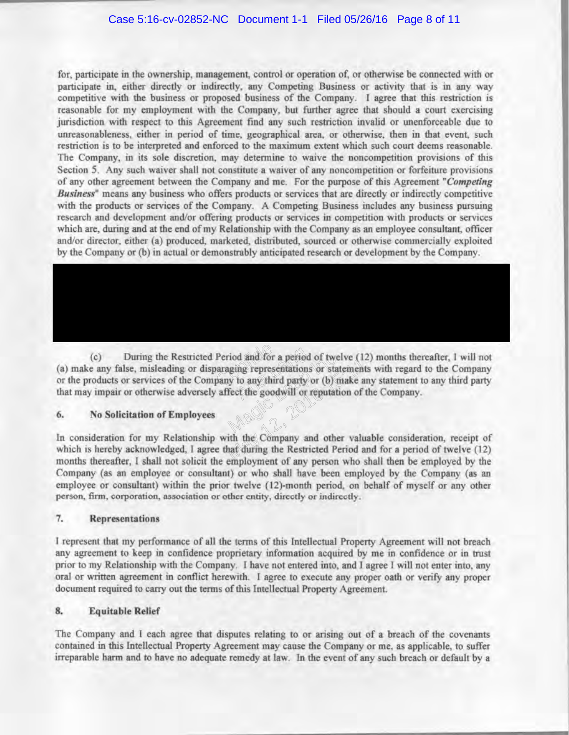for, participate in the ownership, management, control or operation of, or otherwise be connected with or participate in, either directly or indirectly, any Competing Business or activity that is in any way competitive with the business or proposed business of the Company. I agree that this restriction is reasonable for my employment with the Company, but further agree that should a court exercising jurisdiction with respect to this Agreement find any such restriction invalid or unenforceable due to unreasonableness, either in period of time, geographical area, or otherwise, then in that event, such restriction is to be interpreted and enforced to the maximum extent which such court deems reasonable. The Company, in its sole discretion, may determine to waive the noncompetition provisions of this Section 5. Any such waiver shall not constitute a waiver of any noncompetition or forfeiture provisions of any other agreement between the Company and me. For the purpose of this Agreement "***Competing Business***" means any business who offers products or services that are directly or indirectly competitive with the products or services of the Company. A Competing Business includes any business pursuing research and development and/or offering products or services in competition with products or services which are, during and at the end of my Relationship with the Company as an employee consultant, officer and/or director, either (a) produced, marketed, distributed, sourced or otherwise commercially exploited by the Company or (b) in actual or demonstrably anticipated research or development by the Company.

(c) During the Restricted Period and for a period of twelve (12) months thereafter, I will not (a) make any false, misleading or disparaging representations or statements with regard to the Company or the products or services of the Company to any third party or (b) make any statement to any third party that may impair or otherwise adversely affect the goodwill or reputation of the Company.

## 6. No Solicitation of Employees

In consideration for my Relationship with the Company and other valuable consideration, receipt of which is hereby acknowledged, I agree that during the Restricted Period and for a period of twelve (12) months thereafter, I shall not solicit the employment of any person who shall then be employed by the Company (as an employee or consultant) or who shall have been employed by the Company (as an employee or consultant) within the prior twelve (12)-month period, on behalf of myself or any other person, firm, corporation, association or other entity, directly or indirectly.

## 7. Representations

I represent that my performance of all the terms of this Intellectual Property Agreement will not breach any agreement to keep in confidence proprietary information acquired by me in confidence or in trust prior to my Relationship with the Company. I have not entered into, and I agree I will not enter into, any oral or written agreement in conflict herewith. I agree to execute any proper oath or verify any proper document required to carry out the terms of this Intellectual Property Agreement.

## 8. Equitable Relief

The Company and I each agree that disputes relating to or arising out of a breach of the covenants contained in this Intellectual Property Agreement may cause the Company or me, as applicable, to suffer irreparable harm and to have no adequate remedy at law. In the event of any such breach or default by a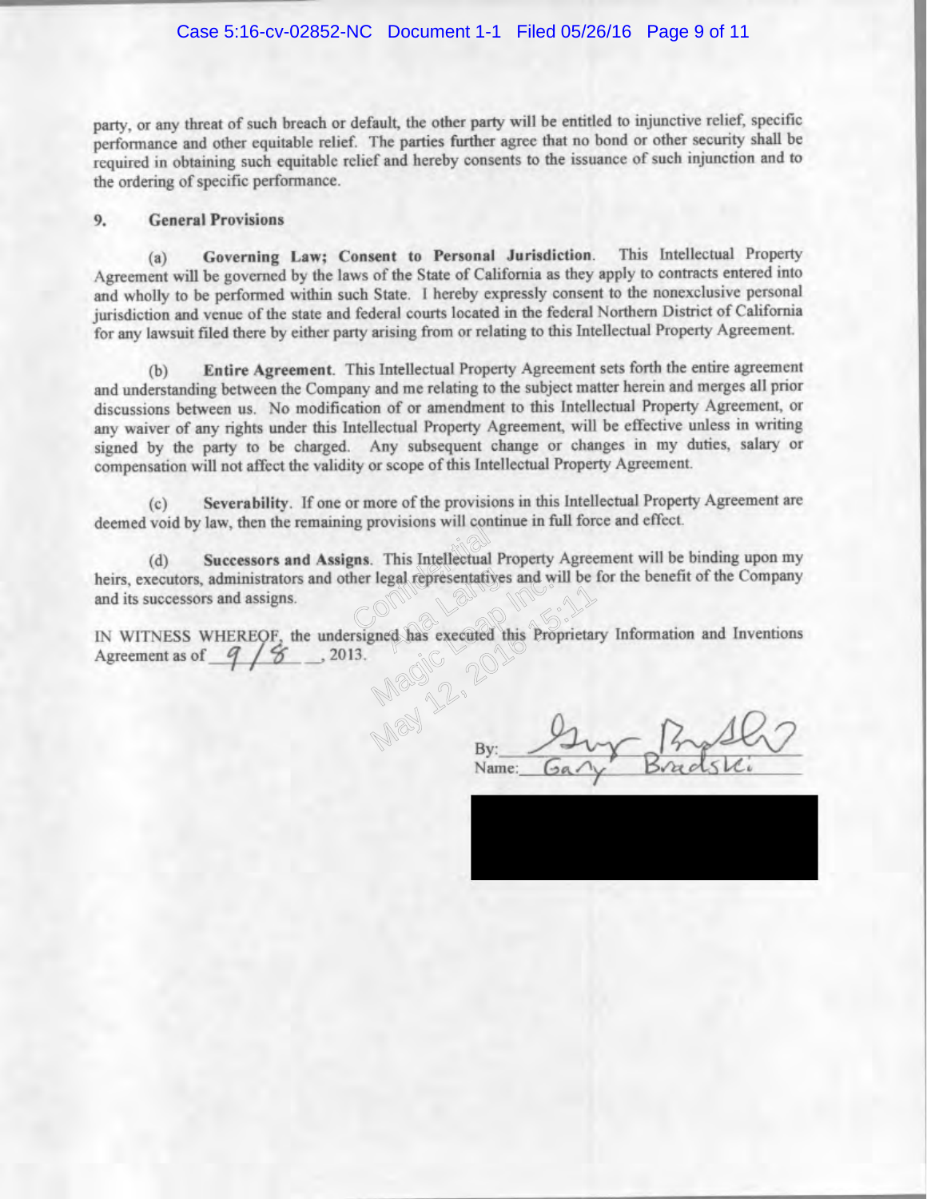party, or any threat of such breach or default, the other party will be entitled to injunctive relief, specific performance and other equitable relief. The parties further agree that no bond or other security shall be required in obtaining such equitable relief and hereby consents to the issuance of such injunction and to the ordering of specific performance.

**9. General Provisions**

(a) **Governing Law; Consent to Personal Jurisdiction**. This Intellectual Property Agreement will be governed by the laws of the State of California as they apply to contracts entered into and wholly to be performed within such State. I hereby expressly consent to the nonexclusive personal jurisdiction and venue of the state and federal courts located in the federal Northern District of California for any lawsuit filed there by either party arising from or relating to this Intellectual Property Agreement.

(b) **Entire Agreement**. This Intellectual Property Agreement sets forth the entire agreement and understanding between the Company and me relating to the subject matter herein and merges all prior discussions between us. No modification of or amendment to this Intellectual Property Agreement, or any waiver of any rights under this Intellectual Property Agreement, will be effective unless in writing signed by the party to be charged. Any subsequent change or changes in my duties, salary or compensation will not affect the validity or scope of this Intellectual Property Agreement.

(c) **Severability**. If one or more of the provisions in this Intellectual Property Agreement are deemed void by law, then the remaining provisions will continue in full force and effect.

(d) **Successors and Assigns**. This Intellectual Property Agreement will be binding upon my heirs, executors, administrators and other legal representatives and will be for the benefit of the Company and its successors and assigns.

IN WITNESS WHEREOF, the undersigned has executed this Proprietary Information and Inventions Agreement as of 9/8, 2013.

By: [signature]

Name: Gary Bradski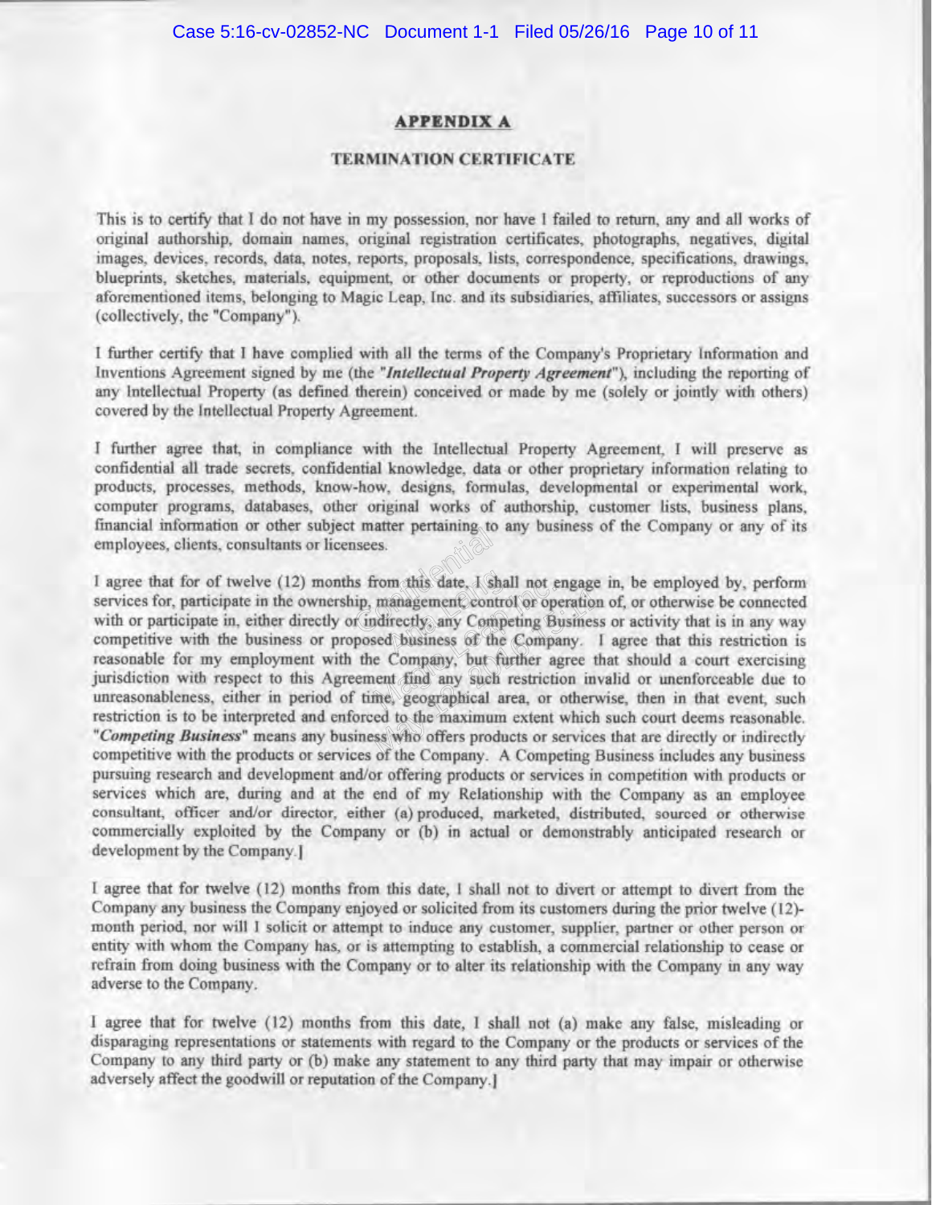## APPENDIX A

### TERMINATION CERTIFICATE

This is to certify that I do not have in my possession, nor have I failed to return, any and all works of original authorship, domain names, original registration certificates, photographs, negatives, digital images, devices, records, data, notes, reports, proposals, lists, correspondence, specifications, drawings, blueprints, sketches, materials, equipment, or other documents or property, or reproductions of any aforementioned items, belonging to Magic Leap, Inc. and its subsidiaries, affiliates, successors or assigns (collectively, the "Company").

I further certify that I have complied with all the terms of the Company's Proprietary Information and Inventions Agreement signed by me (the "***Intellectual Property Agreement***"), including the reporting of any Intellectual Property (as defined therein) conceived or made by me (solely or jointly with others) covered by the Intellectual Property Agreement.

I further agree that, in compliance with the Intellectual Property Agreement, I will preserve as confidential all trade secrets, confidential knowledge, data or other proprietary information relating to products, processes, methods, know-how, designs, formulas, developmental or experimental work, computer programs, databases, other original works of authorship, customer lists, business plans, financial information or other subject matter pertaining to any business of the Company or any of its employees, clients, consultants or licensees.

I agree that for of twelve (12) months from this date, I shall not engage in, be employed by, perform services for, participate in the ownership, management, control or operation of, or otherwise be connected with or participate in, either directly or indirectly, any Competing Business or activity that is in any way competitive with the business or proposed business of the Company. I agree that this restriction is reasonable for my employment with the Company, but further agree that should a court exercising jurisdiction with respect to this Agreement find any such restriction invalid or unenforceable due to unreasonableness, either in period of time, geographical area, or otherwise, then in that event, such restriction is to be interpreted and enforced to the maximum extent which such court deems reasonable. "***Competing Business***" means any business who offers products or services that are directly or indirectly competitive with the products or services of the Company. A Competing Business includes any business pursuing research and development and/or offering products or services in competition with products or services which are, during and at the end of my Relationship with the Company as an employee consultant, officer and/or director, either (a) produced, marketed, distributed, sourced or otherwise commercially exploited by the Company or (b) in actual or demonstrably anticipated research or development by the Company.]

I agree that for twelve (12) months from this date, I shall not to divert or attempt to divert from the Company any business the Company enjoyed or solicited from its customers during the prior twelve (12)-month period, nor will I solicit or attempt to induce any customer, supplier, partner or other person or entity with whom the Company has, or is attempting to establish, a commercial relationship to cease or refrain from doing business with the Company or to alter its relationship with the Company in any way adverse to the Company.

I agree that for twelve (12) months from this date, I shall not (a) make any false, misleading or disparaging representations or statements with regard to the Company or the products or services of the Company to any third party or (b) make any statement to any third party that may impair or otherwise adversely affect the goodwill or reputation of the Company.]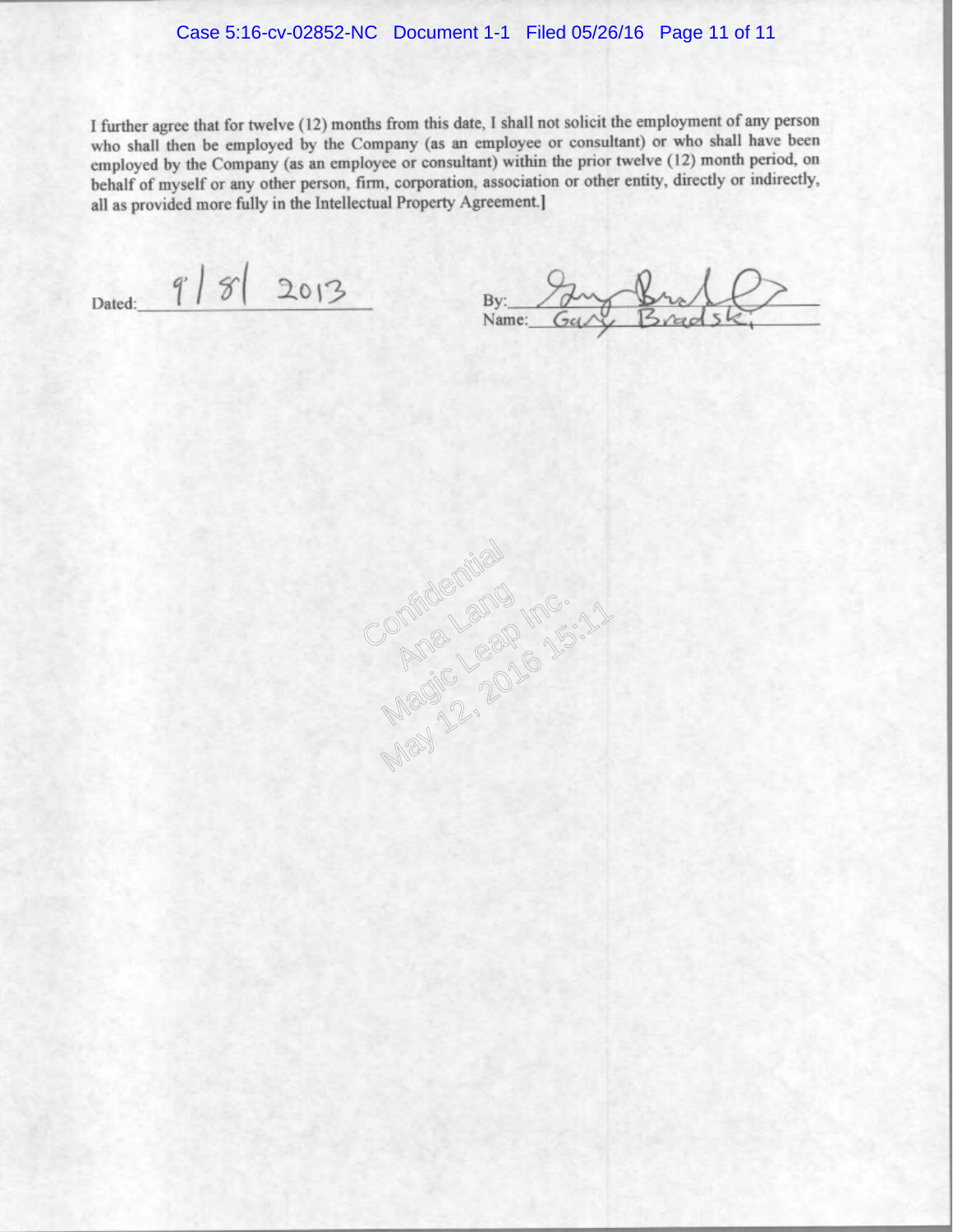I further agree that for twelve (12) months from this date, I shall not solicit the employment of any person who shall then be employed by the Company (as an employee or consultant) or who shall have been employed by the Company (as an employee or consultant) within the prior twelve (12) month period, on behalf of myself or any other person, firm, corporation, association or other entity, directly or indirectly, all as provided more fully in the Intellectual Property Agreement.]

Dated: 9/8/ 2013

By: [signature]
Name: Gary Bradski

Confidential
Ana Lang
Magic Leap Inc.
May 12, 2016 15:11